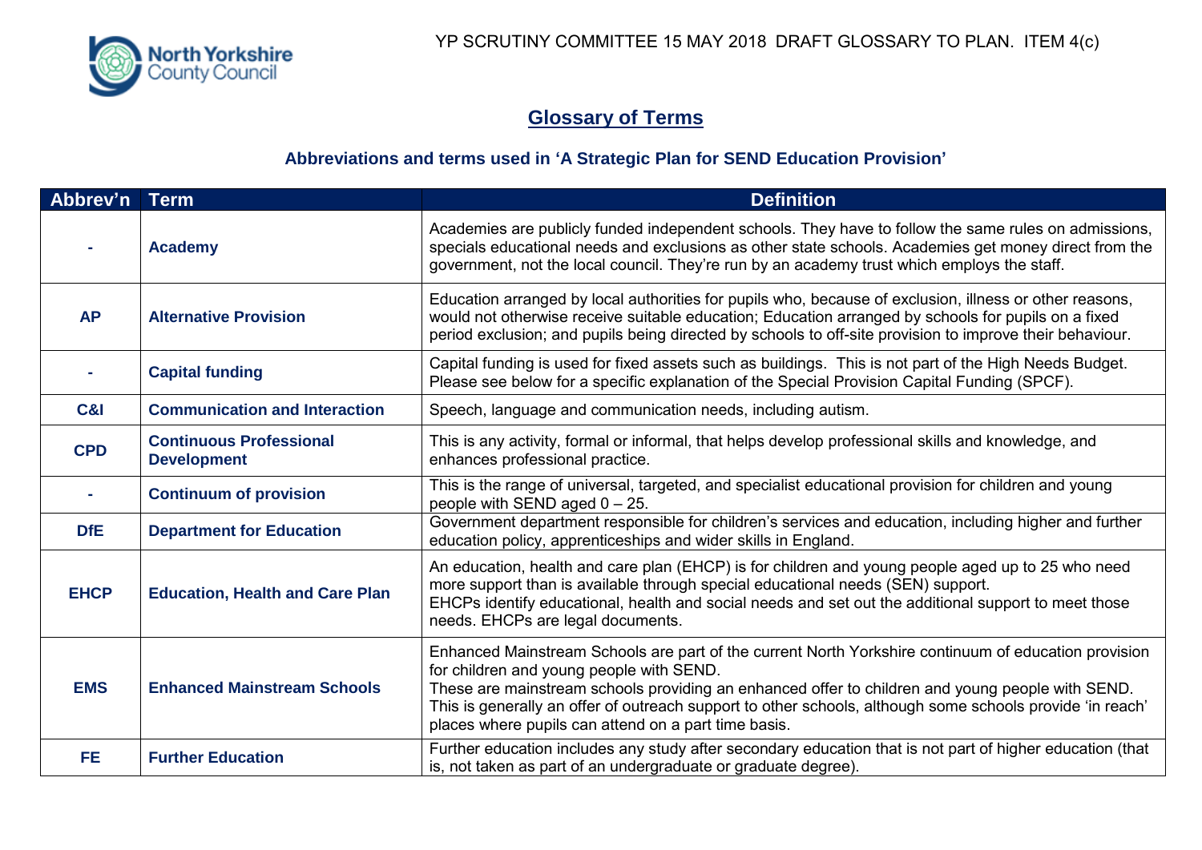YP SCRUTINY COMMITTEE 15 MAY 2018 DRAFT GLOSSARY TO PLAN. ITEM 4(c)

# Glossary of Terms

### Abbreviations and terms used in 'A Strategic Plan for SEND Education Provision'

| Abbrev'n | Term | Definition |
|---|---|---|
| - | **Academy** | Academies are publicly funded independent schools. They have to follow the same rules on admissions, specials educational needs and exclusions as other state schools. Academies get money direct from the government, not the local council. They're run by an academy trust which employs the staff. |
| **AP** | **Alternative Provision** | Education arranged by local authorities for pupils who, because of exclusion, illness or other reasons, would not otherwise receive suitable education; Education arranged by schools for pupils on a fixed period exclusion; and pupils being directed by schools to off-site provision to improve their behaviour. |
| - | **Capital funding** | Capital funding is used for fixed assets such as buildings. This is not part of the High Needs Budget. Please see below for a specific explanation of the Special Provision Capital Funding (SPCF). |
| **C&I** | **Communication and Interaction** | Speech, language and communication needs, including autism. |
| **CPD** | **Continuous Professional Development** | This is any activity, formal or informal, that helps develop professional skills and knowledge, and enhances professional practice. |
| - | **Continuum of provision** | This is the range of universal, targeted, and specialist educational provision for children and young people with SEND aged 0 – 25. |
| **DfE** | **Department for Education** | Government department responsible for children's services and education, including higher and further education policy, apprenticeships and wider skills in England. |
| **EHCP** | **Education, Health and Care Plan** | An education, health and care plan (EHCP) is for children and young people aged up to 25 who need more support than is available through special educational needs (SEN) support. EHCPs identify educational, health and social needs and set out the additional support to meet those needs. EHCPs are legal documents. |
| **EMS** | **Enhanced Mainstream Schools** | Enhanced Mainstream Schools are part of the current North Yorkshire continuum of education provision for children and young people with SEND. These are mainstream schools providing an enhanced offer to children and young people with SEND. This is generally an offer of outreach support to other schools, although some schools provide 'in reach' places where pupils can attend on a part time basis. |
| **FE** | **Further Education** | Further education includes any study after secondary education that is not part of higher education (that is, not taken as part of an undergraduate or graduate degree). |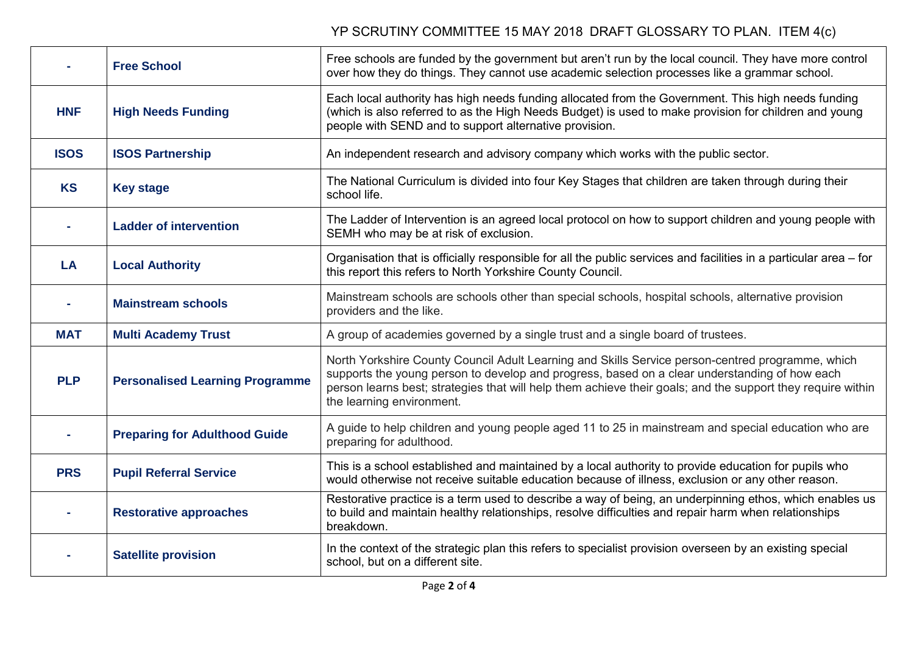| - | **Free School** | Free schools are funded by the government but aren't run by the local council. They have more control over how they do things. They cannot use academic selection processes like a grammar school. |
|---|---|---|
| **HNF** | **High Needs Funding** | Each local authority has high needs funding allocated from the Government. This high needs funding (which is also referred to as the High Needs Budget) is used to make provision for children and young people with SEND and to support alternative provision. |
| **ISOS** | **ISOS Partnership** | An independent research and advisory company which works with the public sector. |
| **KS** | **Key stage** | The National Curriculum is divided into four Key Stages that children are taken through during their school life. |
| - | **Ladder of intervention** | The Ladder of Intervention is an agreed local protocol on how to support children and young people with SEMH who may be at risk of exclusion. |
| **LA** | **Local Authority** | Organisation that is officially responsible for all the public services and facilities in a particular area – for this report this refers to North Yorkshire County Council. |
| - | **Mainstream schools** | Mainstream schools are schools other than special schools, hospital schools, alternative provision providers and the like. |
| **MAT** | **Multi Academy Trust** | A group of academies governed by a single trust and a single board of trustees. |
| **PLP** | **Personalised Learning Programme** | North Yorkshire County Council Adult Learning and Skills Service person-centred programme, which supports the young person to develop and progress, based on a clear understanding of how each person learns best; strategies that will help them achieve their goals; and the support they require within the learning environment. |
| - | **Preparing for Adulthood Guide** | A guide to help children and young people aged 11 to 25 in mainstream and special education who are preparing for adulthood. |
| **PRS** | **Pupil Referral Service** | This is a school established and maintained by a local authority to provide education for pupils who would otherwise not receive suitable education because of illness, exclusion or any other reason. |
| - | **Restorative approaches** | Restorative practice is a term used to describe a way of being, an underpinning ethos, which enables us to build and maintain healthy relationships, resolve difficulties and repair harm when relationships breakdown. |
| - | **Satellite provision** | In the context of the strategic plan this refers to specialist provision overseen by an existing special school, but on a different site. |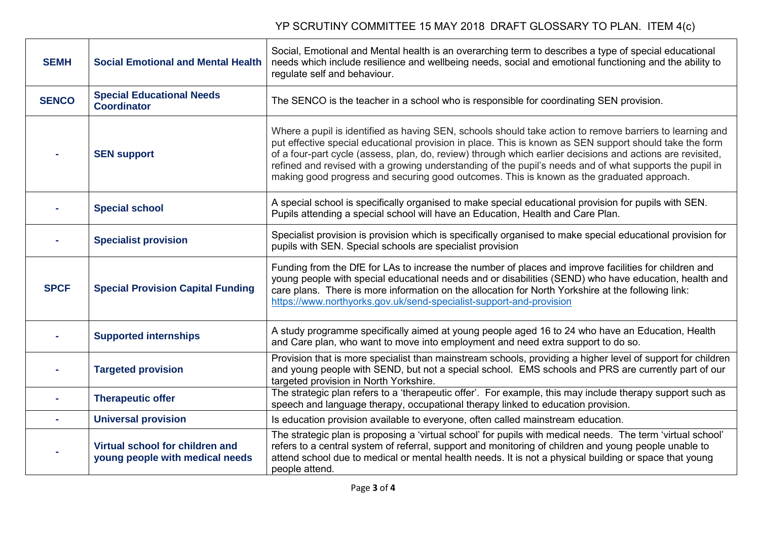| SEMH | Social Emotional and Mental Health | Social, Emotional and Mental health is an overarching term to describes a type of special educational needs which include resilience and wellbeing needs, social and emotional functioning and the ability to regulate self and behaviour. |
|---|---|---|
| SENCO | Special Educational Needs Coordinator | The SENCO is the teacher in a school who is responsible for coordinating SEN provision. |
| - | SEN support | Where a pupil is identified as having SEN, schools should take action to remove barriers to learning and put effective special educational provision in place. This is known as SEN support should take the form of a four-part cycle (assess, plan, do, review) through which earlier decisions and actions are revisited, refined and revised with a growing understanding of the pupil's needs and of what supports the pupil in making good progress and securing good outcomes. This is known as the graduated approach. |
| - | Special school | A special school is specifically organised to make special educational provision for pupils with SEN. Pupils attending a special school will have an Education, Health and Care Plan. |
| - | Specialist provision | Specialist provision is provision which is specifically organised to make special educational provision for pupils with SEN. Special schools are specialist provision |
| SPCF | Special Provision Capital Funding | Funding from the DfE for LAs to increase the number of places and improve facilities for children and young people with special educational needs and or disabilities (SEND) who have education, health and care plans. There is more information on the allocation for North Yorkshire at the following link: https://www.northyorks.gov.uk/send-specialist-support-and-provision |
| - | Supported internships | A study programme specifically aimed at young people aged 16 to 24 who have an Education, Health and Care plan, who want to move into employment and need extra support to do so. |
| - | Targeted provision | Provision that is more specialist than mainstream schools, providing a higher level of support for children and young people with SEND, but not a special school. EMS schools and PRS are currently part of our targeted provision in North Yorkshire. |
| - | Therapeutic offer | The strategic plan refers to a 'therapeutic offer'. For example, this may include therapy support such as speech and language therapy, occupational therapy linked to education provision. |
| - | Universal provision | Is education provision available to everyone, often called mainstream education. |
| - | Virtual school for children and young people with medical needs | The strategic plan is proposing a 'virtual school' for pupils with medical needs. The term 'virtual school' refers to a central system of referral, support and monitoring of children and young people unable to attend school due to medical or mental health needs. It is not a physical building or space that young people attend. |